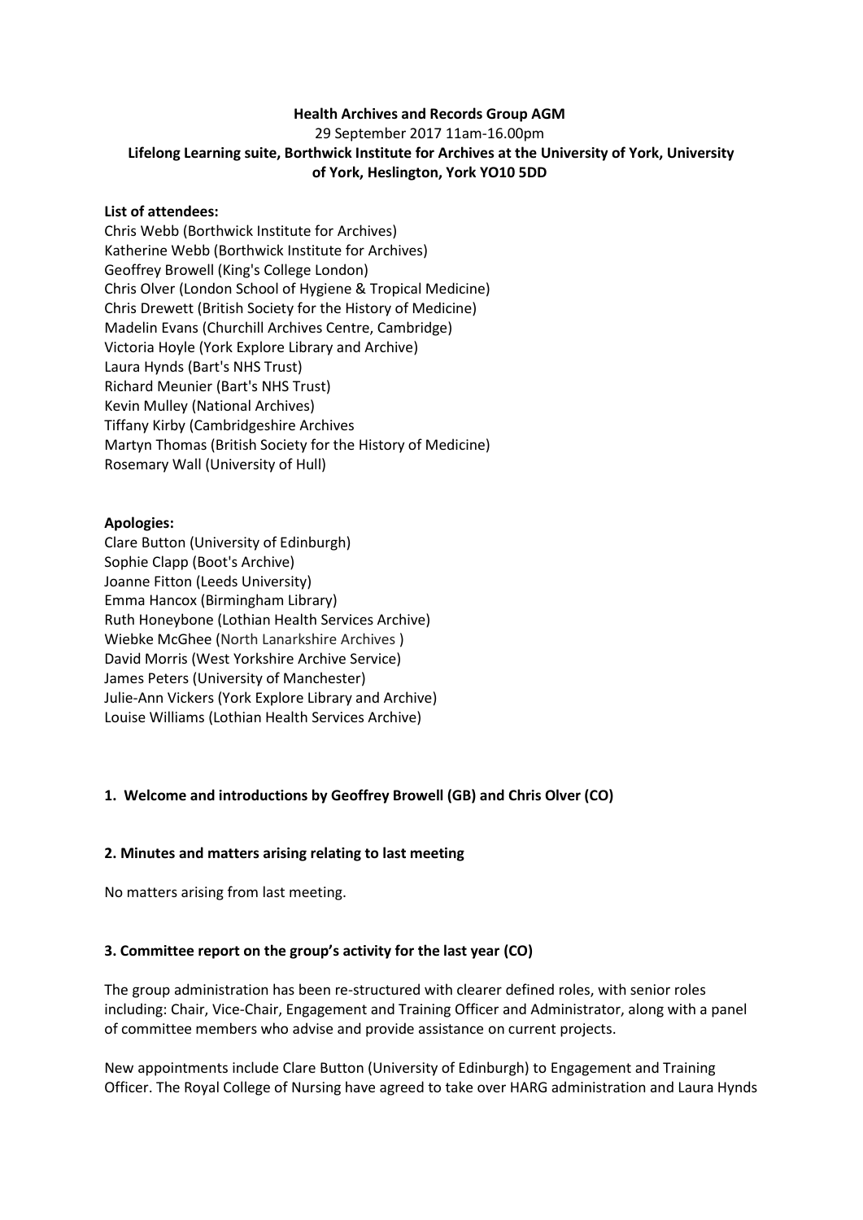**Health Archives and Records Group AGM**

29 September 2017 11am-16.00pm

**Lifelong Learning suite, Borthwick Institute for Archives at the University of York, University of York, Heslington, York YO10 5DD**

**List of attendees:**

Chris Webb (Borthwick Institute for Archives)
Katherine Webb (Borthwick Institute for Archives)
Geoffrey Browell (King's College London)
Chris Olver (London School of Hygiene & Tropical Medicine)
Chris Drewett (British Society for the History of Medicine)
Madelin Evans (Churchill Archives Centre, Cambridge)
Victoria Hoyle (York Explore Library and Archive)
Laura Hynds (Bart's NHS Trust)
Richard Meunier (Bart's NHS Trust)
Kevin Mulley (National Archives)
Tiffany Kirby (Cambridgeshire Archives
Martyn Thomas (British Society for the History of Medicine)
Rosemary Wall (University of Hull)

**Apologies:**

Clare Button (University of Edinburgh)
Sophie Clapp (Boot's Archive)
Joanne Fitton (Leeds University)
Emma Hancox (Birmingham Library)
Ruth Honeybone (Lothian Health Services Archive)
Wiebke McGhee (North Lanarkshire Archives )
David Morris (West Yorkshire Archive Service)
James Peters (University of Manchester)
Julie-Ann Vickers (York Explore Library and Archive)
Louise Williams (Lothian Health Services Archive)

**1. Welcome and introductions by Geoffrey Browell (GB) and Chris Olver (CO)**

**2. Minutes and matters arising relating to last meeting**

No matters arising from last meeting.

**3. Committee report on the group's activity for the last year (CO)**

The group administration has been re-structured with clearer defined roles, with senior roles including: Chair, Vice-Chair, Engagement and Training Officer and Administrator, along with a panel of committee members who advise and provide assistance on current projects.

New appointments include Clare Button (University of Edinburgh) to Engagement and Training Officer. The Royal College of Nursing have agreed to take over HARG administration and Laura Hynds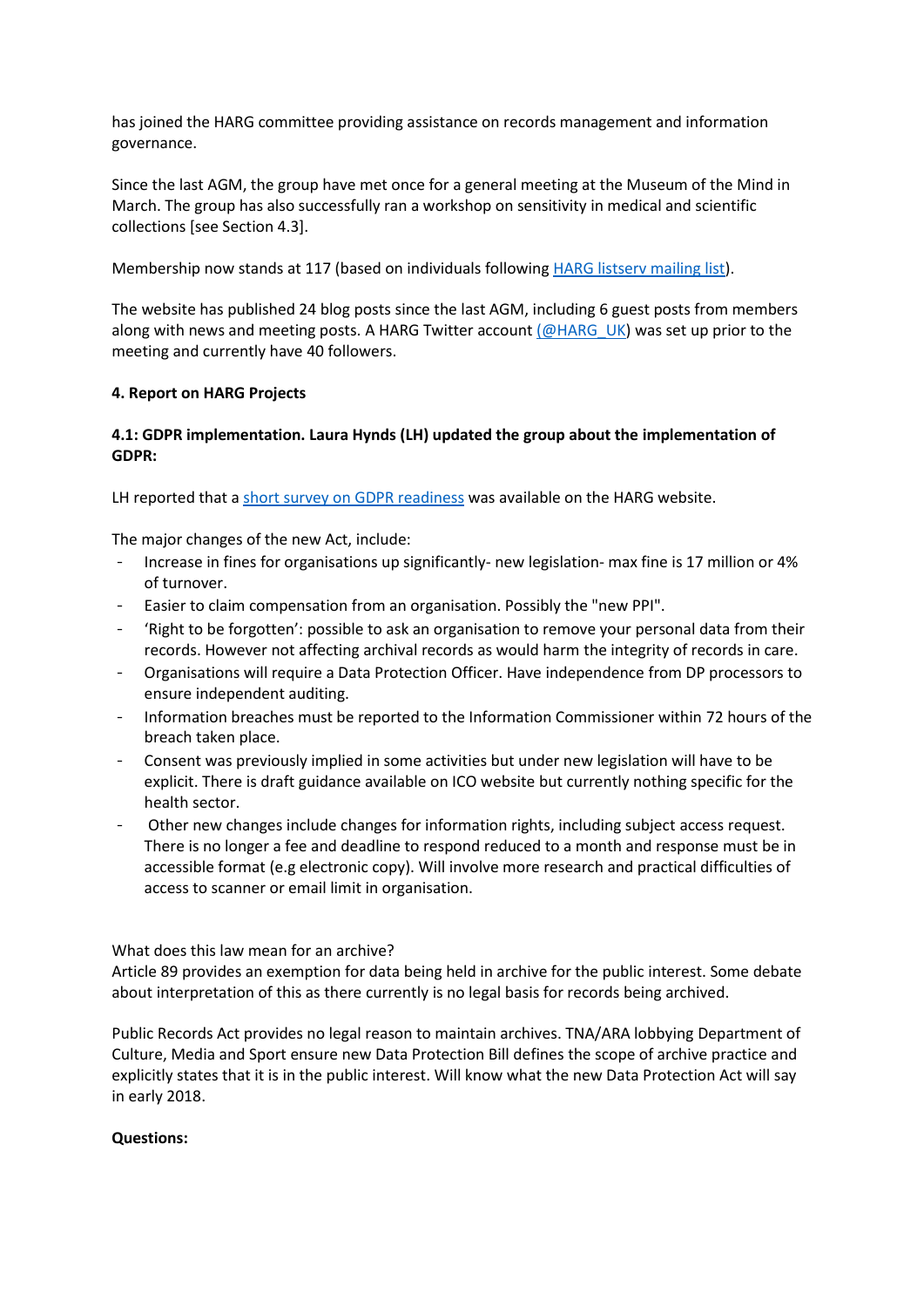has joined the HARG committee providing assistance on records management and information governance.

Since the last AGM, the group have met once for a general meeting at the Museum of the Mind in March. The group has also successfully ran a workshop on sensitivity in medical and scientific collections [see Section 4.3].

Membership now stands at 117 (based on individuals following [HARG listserv mailing list]).

The website has published 24 blog posts since the last AGM, including 6 guest posts from members along with news and meeting posts. A HARG Twitter account (@HARG_UK) was set up prior to the meeting and currently have 40 followers.

**4. Report on HARG Projects**

**4.1: GDPR implementation. Laura Hynds (LH) updated the group about the implementation of GDPR:**

LH reported that a short survey on GDPR readiness was available on the HARG website.

The major changes of the new Act, include:

- Increase in fines for organisations up significantly- new legislation- max fine is 17 million or 4% of turnover.
- Easier to claim compensation from an organisation. Possibly the "new PPI".
- 'Right to be forgotten': possible to ask an organisation to remove your personal data from their records. However not affecting archival records as would harm the integrity of records in care.
- Organisations will require a Data Protection Officer. Have independence from DP processors to ensure independent auditing.
- Information breaches must be reported to the Information Commissioner within 72 hours of the breach taken place.
- Consent was previously implied in some activities but under new legislation will have to be explicit. There is draft guidance available on ICO website but currently nothing specific for the health sector.
- Other new changes include changes for information rights, including subject access request. There is no longer a fee and deadline to respond reduced to a month and response must be in accessible format (e.g electronic copy). Will involve more research and practical difficulties of access to scanner or email limit in organisation.

What does this law mean for an archive?
Article 89 provides an exemption for data being held in archive for the public interest. Some debate about interpretation of this as there currently is no legal basis for records being archived.

Public Records Act provides no legal reason to maintain archives. TNA/ARA lobbying Department of Culture, Media and Sport ensure new Data Protection Bill defines the scope of archive practice and explicitly states that it is in the public interest. Will know what the new Data Protection Act will say in early 2018.

**Questions:**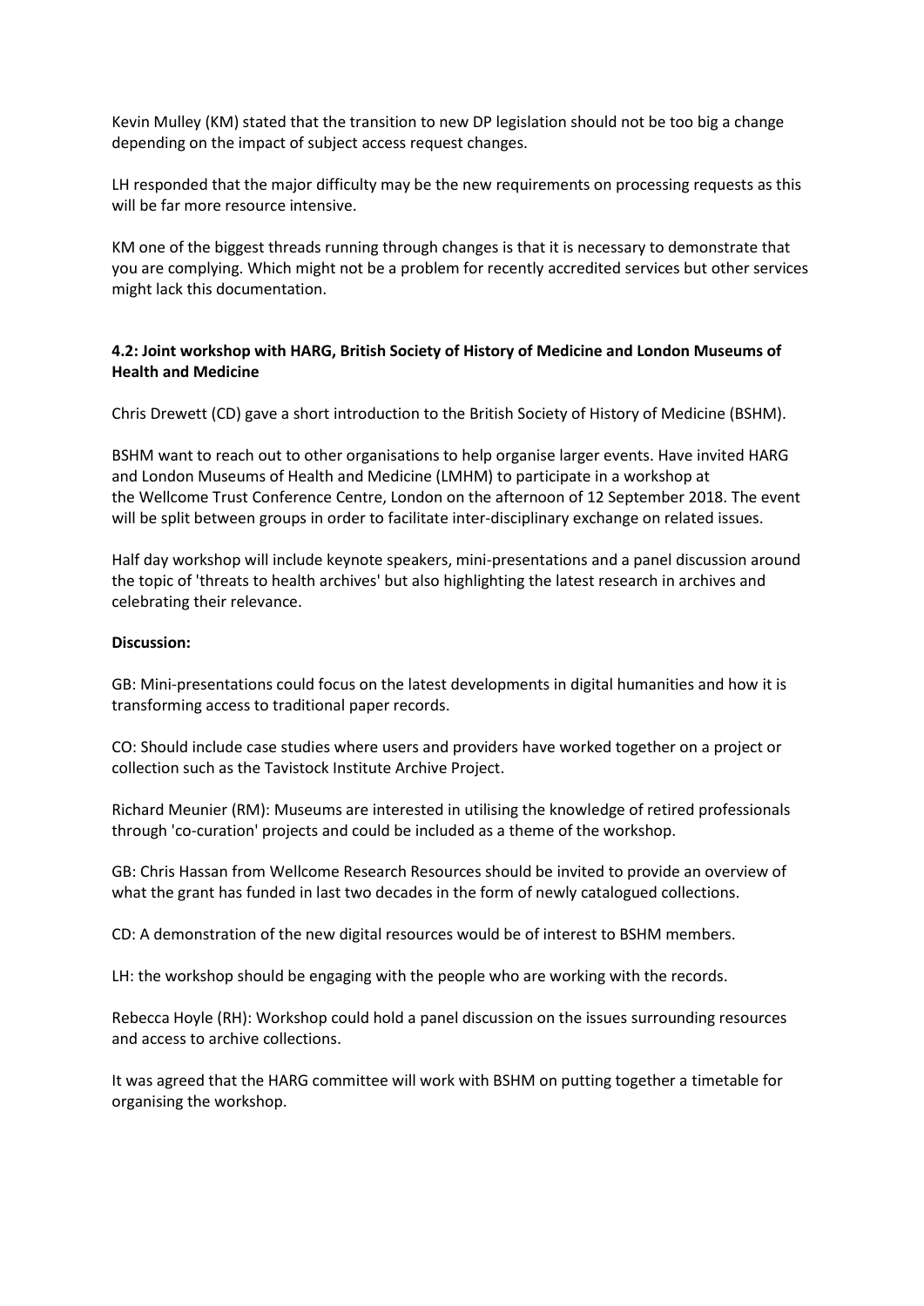Kevin Mulley (KM) stated that the transition to new DP legislation should not be too big a change depending on the impact of subject access request changes.

LH responded that the major difficulty may be the new requirements on processing requests as this will be far more resource intensive.

KM one of the biggest threads running through changes is that it is necessary to demonstrate that you are complying. Which might not be a problem for recently accredited services but other services might lack this documentation.

**4.2: Joint workshop with HARG, British Society of History of Medicine and London Museums of Health and Medicine**

Chris Drewett (CD) gave a short introduction to the British Society of History of Medicine (BSHM).

BSHM want to reach out to other organisations to help organise larger events. Have invited HARG and London Museums of Health and Medicine (LMHM) to participate in a workshop at the Wellcome Trust Conference Centre, London on the afternoon of 12 September 2018. The event will be split between groups in order to facilitate inter-disciplinary exchange on related issues.

Half day workshop will include keynote speakers, mini-presentations and a panel discussion around the topic of 'threats to health archives' but also highlighting the latest research in archives and celebrating their relevance.

**Discussion:**

GB: Mini-presentations could focus on the latest developments in digital humanities and how it is transforming access to traditional paper records.

CO: Should include case studies where users and providers have worked together on a project or collection such as the Tavistock Institute Archive Project.

Richard Meunier (RM): Museums are interested in utilising the knowledge of retired professionals through 'co-curation' projects and could be included as a theme of the workshop.

GB: Chris Hassan from Wellcome Research Resources should be invited to provide an overview of what the grant has funded in last two decades in the form of newly catalogued collections.

CD: A demonstration of the new digital resources would be of interest to BSHM members.

LH: the workshop should be engaging with the people who are working with the records.

Rebecca Hoyle (RH): Workshop could hold a panel discussion on the issues surrounding resources and access to archive collections.

It was agreed that the HARG committee will work with BSHM on putting together a timetable for organising the workshop.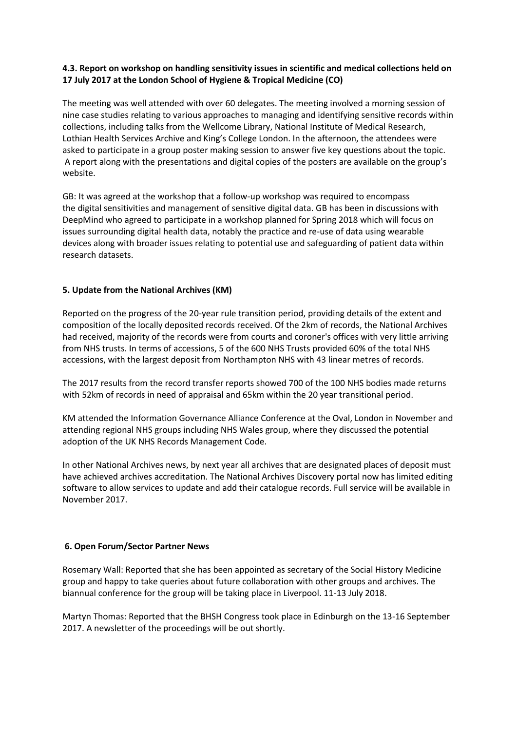**4.3. Report on workshop on handling sensitivity issues in scientific and medical collections held on 17 July 2017 at the London School of Hygiene & Tropical Medicine (CO)**

The meeting was well attended with over 60 delegates. The meeting involved a morning session of nine case studies relating to various approaches to managing and identifying sensitive records within collections, including talks from the Wellcome Library, National Institute of Medical Research, Lothian Health Services Archive and King's College London. In the afternoon, the attendees were asked to participate in a group poster making session to answer five key questions about the topic. A report along with the presentations and digital copies of the posters are available on the group's website.

GB: It was agreed at the workshop that a follow-up workshop was required to encompass the digital sensitivities and management of sensitive digital data. GB has been in discussions with DeepMind who agreed to participate in a workshop planned for Spring 2018 which will focus on issues surrounding digital health data, notably the practice and re-use of data using wearable devices along with broader issues relating to potential use and safeguarding of patient data within research datasets.

**5. Update from the National Archives (KM)**

Reported on the progress of the 20-year rule transition period, providing details of the extent and composition of the locally deposited records received. Of the 2km of records, the National Archives had received, majority of the records were from courts and coroner's offices with very little arriving from NHS trusts. In terms of accessions, 5 of the 600 NHS Trusts provided 60% of the total NHS accessions, with the largest deposit from Northampton NHS with 43 linear metres of records.

The 2017 results from the record transfer reports showed 700 of the 100 NHS bodies made returns with 52km of records in need of appraisal and 65km within the 20 year transitional period.

KM attended the Information Governance Alliance Conference at the Oval, London in November and attending regional NHS groups including NHS Wales group, where they discussed the potential adoption of the UK NHS Records Management Code.

In other National Archives news, by next year all archives that are designated places of deposit must have achieved archives accreditation. The National Archives Discovery portal now has limited editing software to allow services to update and add their catalogue records. Full service will be available in November 2017.

**6. Open Forum/Sector Partner News**

Rosemary Wall: Reported that she has been appointed as secretary of the Social History Medicine group and happy to take queries about future collaboration with other groups and archives. The biannual conference for the group will be taking place in Liverpool. 11-13 July 2018.

Martyn Thomas: Reported that the BHSH Congress took place in Edinburgh on the 13-16 September 2017. A newsletter of the proceedings will be out shortly.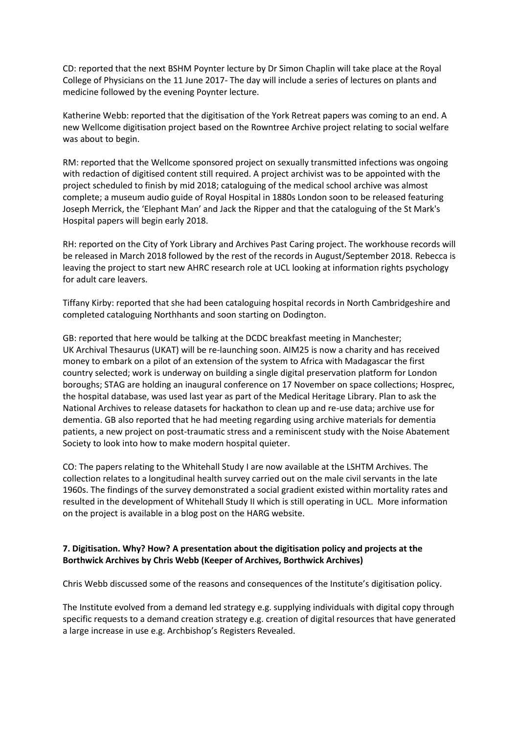CD: reported that the next BSHM Poynter lecture by Dr Simon Chaplin will take place at the Royal College of Physicians on the 11 June 2017- The day will include a series of lectures on plants and medicine followed by the evening Poynter lecture.

Katherine Webb: reported that the digitisation of the York Retreat papers was coming to an end. A new Wellcome digitisation project based on the Rowntree Archive project relating to social welfare was about to begin.

RM: reported that the Wellcome sponsored project on sexually transmitted infections was ongoing with redaction of digitised content still required. A project archivist was to be appointed with the project scheduled to finish by mid 2018; cataloguing of the medical school archive was almost complete; a museum audio guide of Royal Hospital in 1880s London soon to be released featuring Joseph Merrick, the 'Elephant Man' and Jack the Ripper and that the cataloguing of the St Mark's Hospital papers will begin early 2018.

RH: reported on the City of York Library and Archives Past Caring project. The workhouse records will be released in March 2018 followed by the rest of the records in August/September 2018. Rebecca is leaving the project to start new AHRC research role at UCL looking at information rights psychology for adult care leavers.

Tiffany Kirby: reported that she had been cataloguing hospital records in North Cambridgeshire and completed cataloguing Northhants and soon starting on Dodington.

GB: reported that here would be talking at the DCDC breakfast meeting in Manchester; UK Archival Thesaurus (UKAT) will be re-launching soon. AIM25 is now a charity and has received money to embark on a pilot of an extension of the system to Africa with Madagascar the first country selected; work is underway on building a single digital preservation platform for London boroughs; STAG are holding an inaugural conference on 17 November on space collections; Hosprec, the hospital database, was used last year as part of the Medical Heritage Library. Plan to ask the National Archives to release datasets for hackathon to clean up and re-use data; archive use for dementia. GB also reported that he had meeting regarding using archive materials for dementia patients, a new project on post-traumatic stress and a reminiscent study with the Noise Abatement Society to look into how to make modern hospital quieter.

CO: The papers relating to the Whitehall Study I are now available at the LSHTM Archives. The collection relates to a longitudinal health survey carried out on the male civil servants in the late 1960s. The findings of the survey demonstrated a social gradient existed within mortality rates and resulted in the development of Whitehall Study II which is still operating in UCL. More information on the project is available in a blog post on the HARG website.

**7. Digitisation. Why? How? A presentation about the digitisation policy and projects at the Borthwick Archives by Chris Webb (Keeper of Archives, Borthwick Archives)**

Chris Webb discussed some of the reasons and consequences of the Institute's digitisation policy.

The Institute evolved from a demand led strategy e.g. supplying individuals with digital copy through specific requests to a demand creation strategy e.g. creation of digital resources that have generated a large increase in use e.g. Archbishop's Registers Revealed.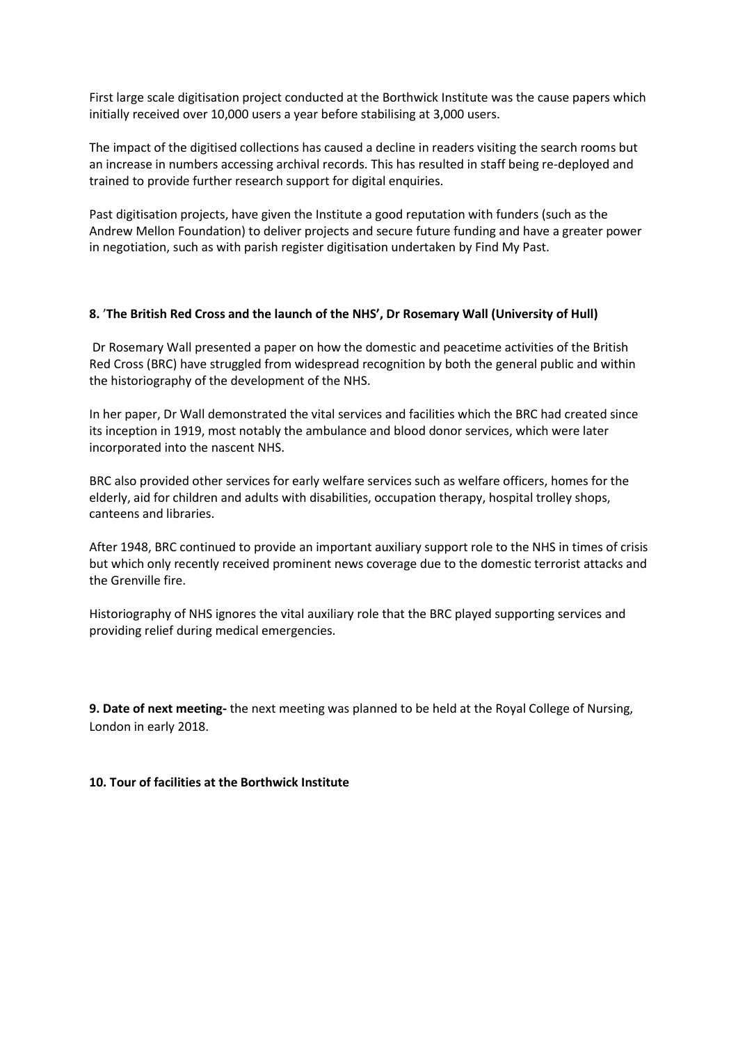First large scale digitisation project conducted at the Borthwick Institute was the cause papers which initially received over 10,000 users a year before stabilising at 3,000 users.

The impact of the digitised collections has caused a decline in readers visiting the search rooms but an increase in numbers accessing archival records. This has resulted in staff being re-deployed and trained to provide further research support for digital enquiries.

Past digitisation projects, have given the Institute a good reputation with funders (such as the Andrew Mellon Foundation) to deliver projects and secure future funding and have a greater power in negotiation, such as with parish register digitisation undertaken by Find My Past.

**8. 'The British Red Cross and the launch of the NHS', Dr Rosemary Wall (University of Hull)**

Dr Rosemary Wall presented a paper on how the domestic and peacetime activities of the British Red Cross (BRC) have struggled from widespread recognition by both the general public and within the historiography of the development of the NHS.

In her paper, Dr Wall demonstrated the vital services and facilities which the BRC had created since its inception in 1919, most notably the ambulance and blood donor services, which were later incorporated into the nascent NHS.

BRC also provided other services for early welfare services such as welfare officers, homes for the elderly, aid for children and adults with disabilities, occupation therapy, hospital trolley shops, canteens and libraries.

After 1948, BRC continued to provide an important auxiliary support role to the NHS in times of crisis but which only recently received prominent news coverage due to the domestic terrorist attacks and the Grenville fire.

Historiography of NHS ignores the vital auxiliary role that the BRC played supporting services and providing relief during medical emergencies.

**9. Date of next meeting-** the next meeting was planned to be held at the Royal College of Nursing, London in early 2018.

**10. Tour of facilities at the Borthwick Institute**